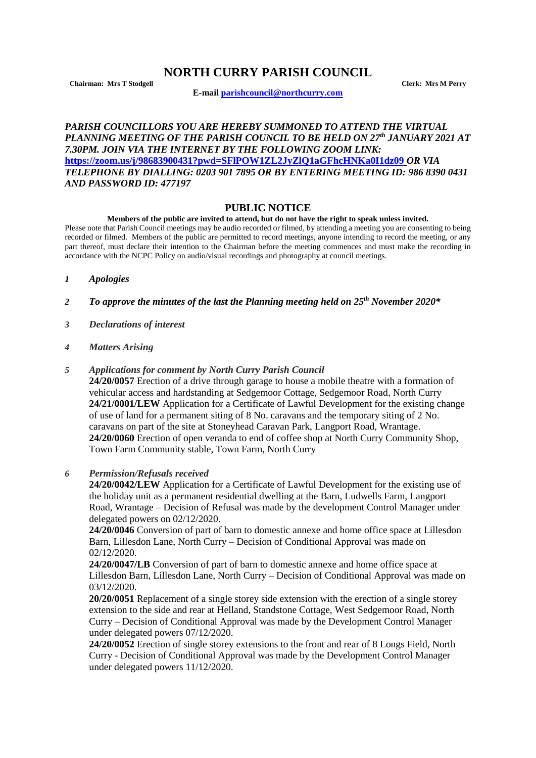# NORTH CURRY PARISH COUNCIL

**Chairman: Mrs T Stodgell** **Clerk: Mrs M Perry**

**E-mail parishcouncil@northcurry.com**

***PARISH COUNCILLORS YOU ARE HEREBY SUMMONED TO ATTEND THE VIRTUAL PLANNING MEETING OF THE PARISH COUNCIL TO BE HELD ON 27th JANUARY 2021 AT 7.30PM. JOIN VIA THE INTERNET BY THE FOLLOWING ZOOM LINK: https://zoom.us/j/98683900431?pwd=SFlPOW1ZL2JyZlQ1aGFhcHNKa0I1dz09 OR VIA TELEPHONE BY DIALLING: 0203 901 7895 OR BY ENTERING MEETING ID: 986 8390 0431 AND PASSWORD ID: 477197***

## PUBLIC NOTICE

**Members of the public are invited to attend, but do not have the right to speak unless invited.**

Please note that Parish Council meetings may be audio recorded or filmed, by attending a meeting you are consenting to being recorded or filmed. Members of the public are permitted to record meetings, anyone intending to record the meeting, or any part thereof, must declare their intention to the Chairman before the meeting commences and must make the recording in accordance with the NCPC Policy on audio/visual recordings and photography at council meetings.

*1* ***Apologies***

*2* ***To approve the minutes of the last the Planning meeting held on 25th November 2020****

*3* ***Declarations of interest***

*4* ***Matters Arising***

*5* ***Applications for comment by North Curry Parish Council***

**24/20/0057** Erection of a drive through garage to house a mobile theatre with a formation of vehicular access and hardstanding at Sedgemoor Cottage, Sedgemoor Road, North Curry

**24/21/0001/LEW** Application for a Certificate of Lawful Development for the existing change of use of land for a permanent siting of 8 No. caravans and the temporary siting of 2 No. caravans on part of the site at Stoneyhead Caravan Park, Langport Road, Wrantage.

**24/20/0060** Erection of open veranda to end of coffee shop at North Curry Community Shop, Town Farm Community stable, Town Farm, North Curry

*6* ***Permission/Refusals received***

**24/20/0042/LEW** Application for a Certificate of Lawful Development for the existing use of the holiday unit as a permanent residential dwelling at the Barn, Ludwells Farm, Langport Road, Wrantage – Decision of Refusal was made by the development Control Manager under delegated powers on 02/12/2020.

**24/20/0046** Conversion of part of barn to domestic annexe and home office space at Lillesdon Barn, Lillesdon Lane, North Curry – Decision of Conditional Approval was made on 02/12/2020.

**24/20/0047/LB** Conversion of part of barn to domestic annexe and home office space at Lillesdon Barn, Lillesdon Lane, North Curry – Decision of Conditional Approval was made on 03/12/2020.

**20/20/0051** Replacement of a single storey side extension with the erection of a single storey extension to the side and rear at Helland, Standstone Cottage, West Sedgemoor Road, North Curry – Decision of Conditional Approval was made by the Development Control Manager under delegated powers 07/12/2020.

**24/20/0052** Erection of single storey extensions to the front and rear of 8 Longs Field, North Curry - Decision of Conditional Approval was made by the Development Control Manager under delegated powers 11/12/2020.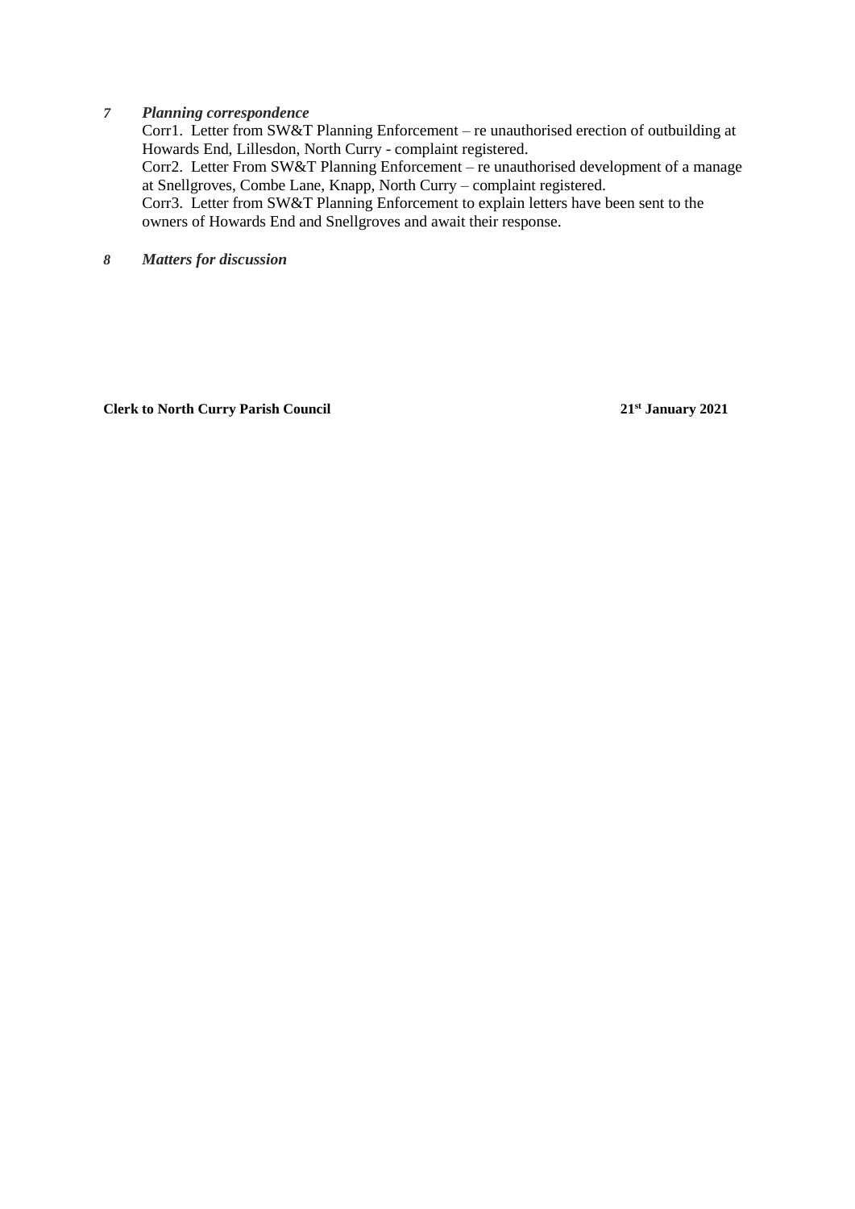## *7 Planning correspondence*

Corr1. Letter from SW&T Planning Enforcement – re unauthorised erection of outbuilding at Howards End, Lillesdon, North Curry - complaint registered.
Corr2. Letter From SW&T Planning Enforcement – re unauthorised development of a manage at Snellgroves, Combe Lane, Knapp, North Curry – complaint registered.
Corr3. Letter from SW&T Planning Enforcement to explain letters have been sent to the owners of Howards End and Snellgroves and await their response.

## *8 Matters for discussion*

**Clerk to North Curry Parish Council** **21st January 2021**